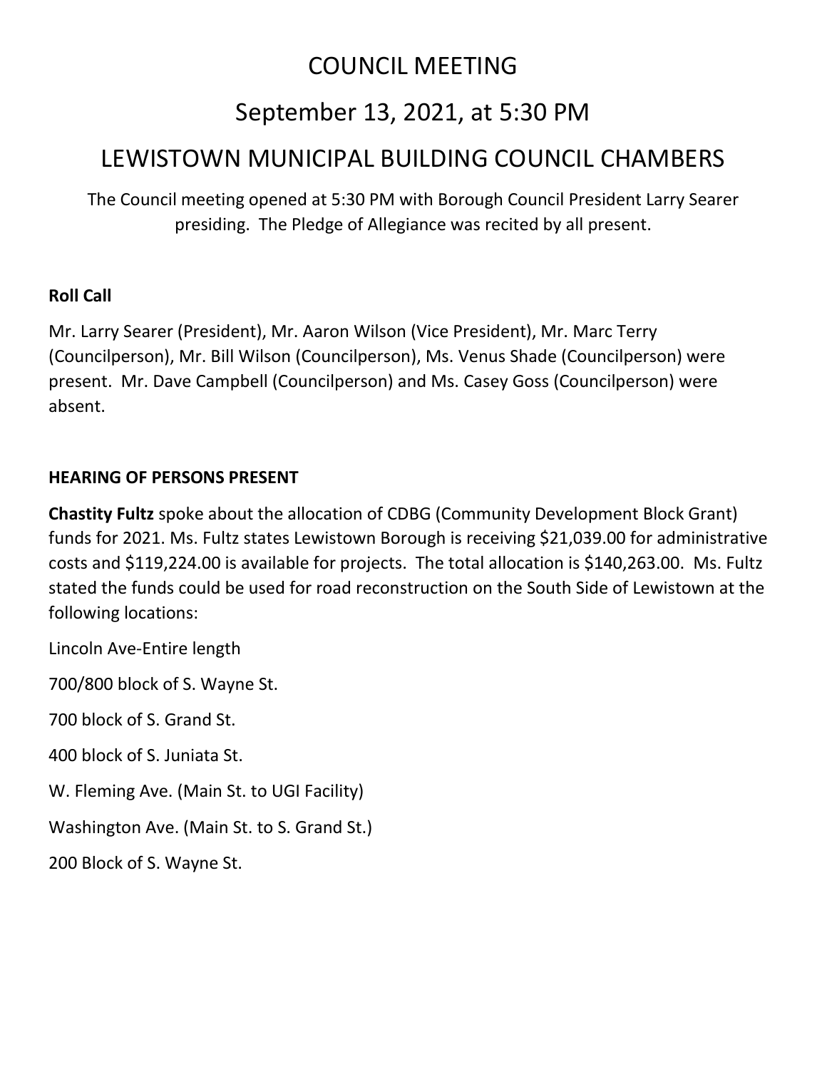# COUNCIL MEETING

## September 13, 2021, at 5:30 PM

## LEWISTOWN MUNICIPAL BUILDING COUNCIL CHAMBERS

The Council meeting opened at 5:30 PM with Borough Council President Larry Searer presiding. The Pledge of Allegiance was recited by all present.

**Roll Call**

Mr. Larry Searer (President), Mr. Aaron Wilson (Vice President), Mr. Marc Terry (Councilperson), Mr. Bill Wilson (Councilperson), Ms. Venus Shade (Councilperson) were present. Mr. Dave Campbell (Councilperson) and Ms. Casey Goss (Councilperson) were absent.

**HEARING OF PERSONS PRESENT**

**Chastity Fultz** spoke about the allocation of CDBG (Community Development Block Grant) funds for 2021. Ms. Fultz states Lewistown Borough is receiving $21,039.00 for administrative costs and $119,224.00 is available for projects. The total allocation is $140,263.00. Ms. Fultz stated the funds could be used for road reconstruction on the South Side of Lewistown at the following locations:

Lincoln Ave-Entire length

700/800 block of S. Wayne St.

700 block of S. Grand St.

400 block of S. Juniata St.

W. Fleming Ave. (Main St. to UGI Facility)

Washington Ave. (Main St. to S. Grand St.)

200 Block of S. Wayne St.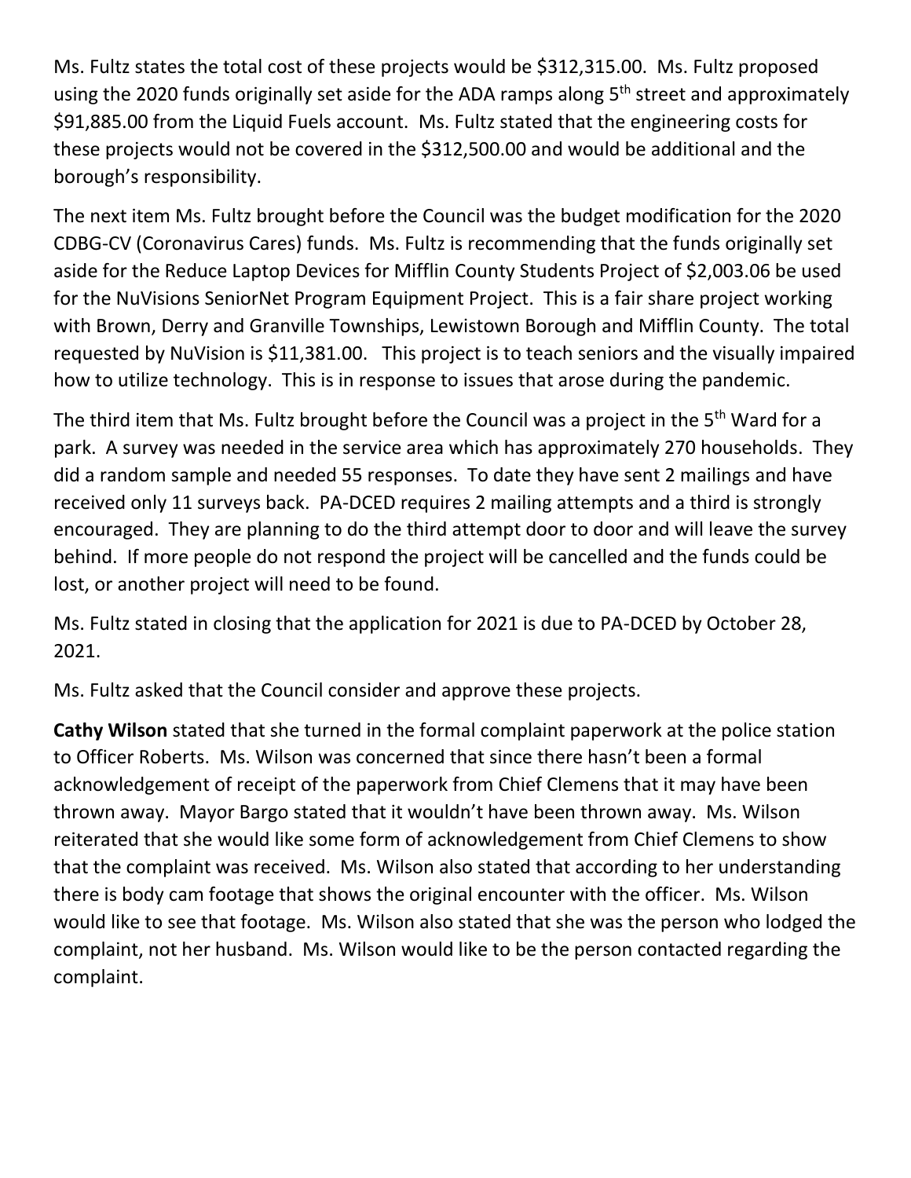Ms. Fultz states the total cost of these projects would be $312,315.00. Ms. Fultz proposed using the 2020 funds originally set aside for the ADA ramps along 5th street and approximately $91,885.00 from the Liquid Fuels account. Ms. Fultz stated that the engineering costs for these projects would not be covered in the $312,500.00 and would be additional and the borough's responsibility.

The next item Ms. Fultz brought before the Council was the budget modification for the 2020 CDBG-CV (Coronavirus Cares) funds. Ms. Fultz is recommending that the funds originally set aside for the Reduce Laptop Devices for Mifflin County Students Project of $2,003.06 be used for the NuVisions SeniorNet Program Equipment Project. This is a fair share project working with Brown, Derry and Granville Townships, Lewistown Borough and Mifflin County. The total requested by NuVision is $11,381.00. This project is to teach seniors and the visually impaired how to utilize technology. This is in response to issues that arose during the pandemic.

The third item that Ms. Fultz brought before the Council was a project in the 5th Ward for a park. A survey was needed in the service area which has approximately 270 households. They did a random sample and needed 55 responses. To date they have sent 2 mailings and have received only 11 surveys back. PA-DCED requires 2 mailing attempts and a third is strongly encouraged. They are planning to do the third attempt door to door and will leave the survey behind. If more people do not respond the project will be cancelled and the funds could be lost, or another project will need to be found.

Ms. Fultz stated in closing that the application for 2021 is due to PA-DCED by October 28, 2021.

Ms. Fultz asked that the Council consider and approve these projects.

**Cathy Wilson** stated that she turned in the formal complaint paperwork at the police station to Officer Roberts. Ms. Wilson was concerned that since there hasn't been a formal acknowledgement of receipt of the paperwork from Chief Clemens that it may have been thrown away. Mayor Bargo stated that it wouldn't have been thrown away. Ms. Wilson reiterated that she would like some form of acknowledgement from Chief Clemens to show that the complaint was received. Ms. Wilson also stated that according to her understanding there is body cam footage that shows the original encounter with the officer. Ms. Wilson would like to see that footage. Ms. Wilson also stated that she was the person who lodged the complaint, not her husband. Ms. Wilson would like to be the person contacted regarding the complaint.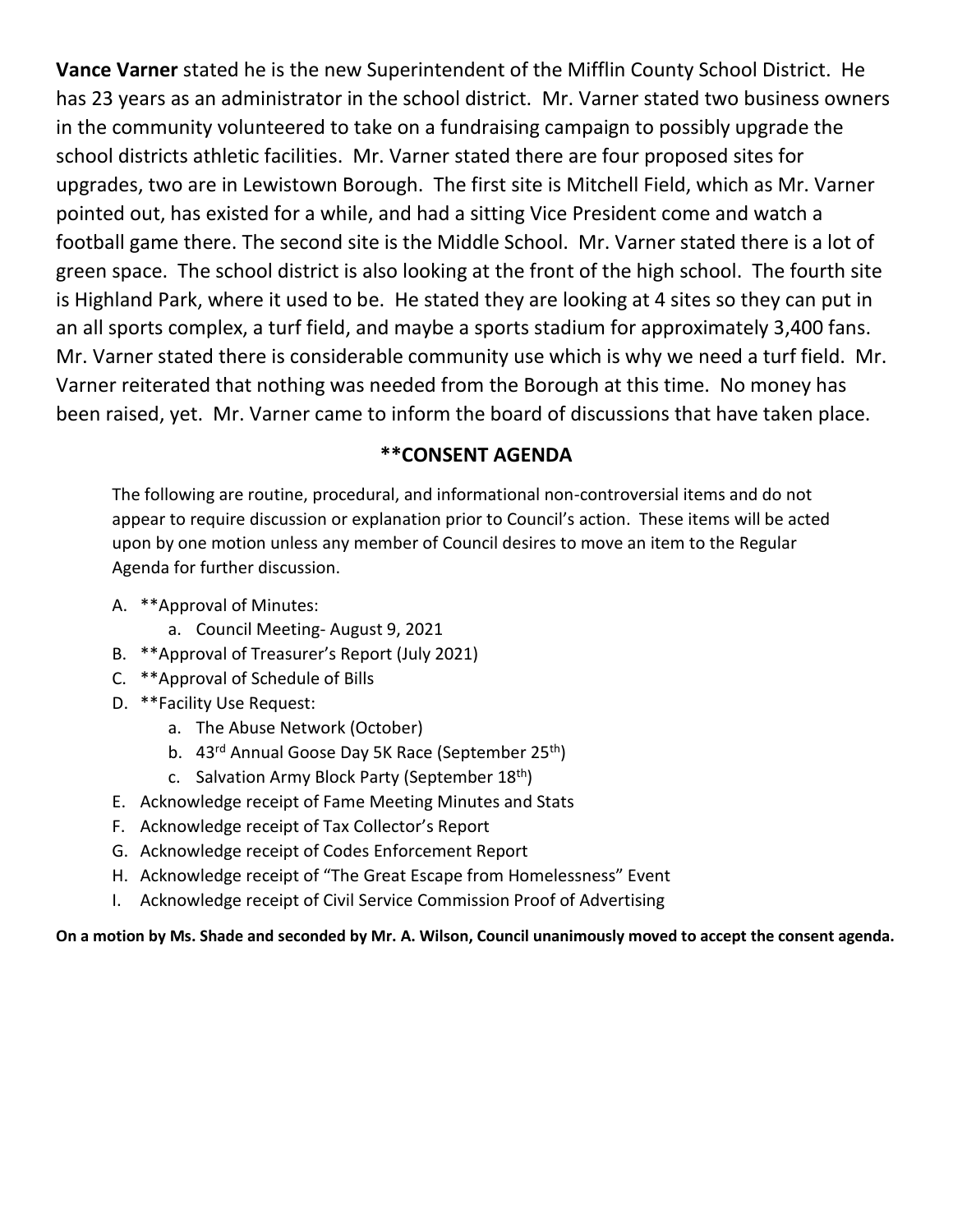**Vance Varner** stated he is the new Superintendent of the Mifflin County School District. He has 23 years as an administrator in the school district. Mr. Varner stated two business owners in the community volunteered to take on a fundraising campaign to possibly upgrade the school districts athletic facilities. Mr. Varner stated there are four proposed sites for upgrades, two are in Lewistown Borough. The first site is Mitchell Field, which as Mr. Varner pointed out, has existed for a while, and had a sitting Vice President come and watch a football game there. The second site is the Middle School. Mr. Varner stated there is a lot of green space. The school district is also looking at the front of the high school. The fourth site is Highland Park, where it used to be. He stated they are looking at 4 sites so they can put in an all sports complex, a turf field, and maybe a sports stadium for approximately 3,400 fans. Mr. Varner stated there is considerable community use which is why we need a turf field. Mr. Varner reiterated that nothing was needed from the Borough at this time. No money has been raised, yet. Mr. Varner came to inform the board of discussions that have taken place.

## **CONSENT AGENDA

The following are routine, procedural, and informational non-controversial items and do not appear to require discussion or explanation prior to Council's action. These items will be acted upon by one motion unless any member of Council desires to move an item to the Regular Agenda for further discussion.

A. **Approval of Minutes:
   a. Council Meeting- August 9, 2021
B. **Approval of Treasurer's Report (July 2021)
C. **Approval of Schedule of Bills
D. **Facility Use Request:
   a. The Abuse Network (October)
   b. 43rd Annual Goose Day 5K Race (September 25th)
   c. Salvation Army Block Party (September 18th)
E. Acknowledge receipt of Fame Meeting Minutes and Stats
F. Acknowledge receipt of Tax Collector's Report
G. Acknowledge receipt of Codes Enforcement Report
H. Acknowledge receipt of "The Great Escape from Homelessness" Event
I. Acknowledge receipt of Civil Service Commission Proof of Advertising

**On a motion by Ms. Shade and seconded by Mr. A. Wilson, Council unanimously moved to accept the consent agenda.**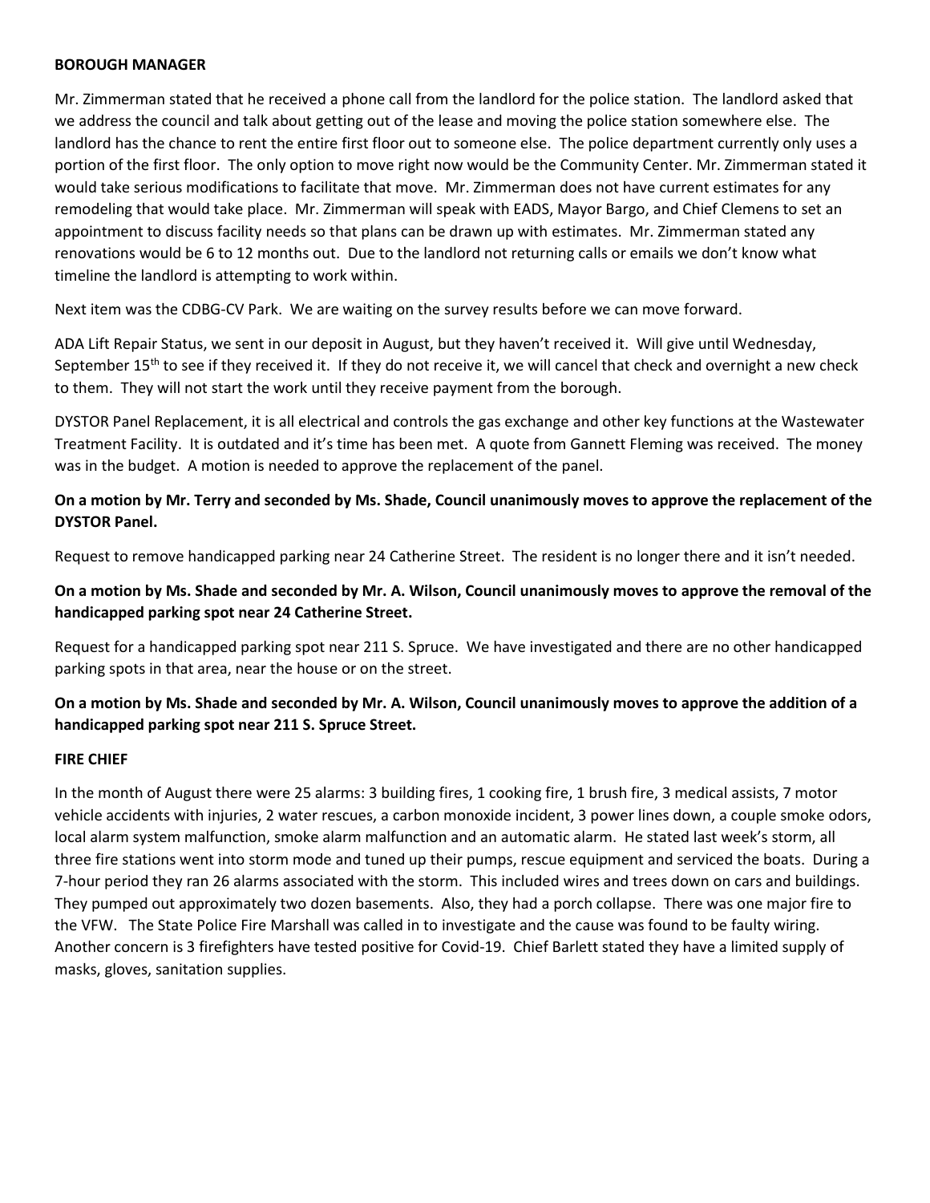**BOROUGH MANAGER**

Mr. Zimmerman stated that he received a phone call from the landlord for the police station. The landlord asked that we address the council and talk about getting out of the lease and moving the police station somewhere else. The landlord has the chance to rent the entire first floor out to someone else. The police department currently only uses a portion of the first floor. The only option to move right now would be the Community Center. Mr. Zimmerman stated it would take serious modifications to facilitate that move. Mr. Zimmerman does not have current estimates for any remodeling that would take place. Mr. Zimmerman will speak with EADS, Mayor Bargo, and Chief Clemens to set an appointment to discuss facility needs so that plans can be drawn up with estimates. Mr. Zimmerman stated any renovations would be 6 to 12 months out. Due to the landlord not returning calls or emails we don't know what timeline the landlord is attempting to work within.

Next item was the CDBG-CV Park. We are waiting on the survey results before we can move forward.

ADA Lift Repair Status, we sent in our deposit in August, but they haven't received it. Will give until Wednesday, September 15th to see if they received it. If they do not receive it, we will cancel that check and overnight a new check to them. They will not start the work until they receive payment from the borough.

DYSTOR Panel Replacement, it is all electrical and controls the gas exchange and other key functions at the Wastewater Treatment Facility. It is outdated and it's time has been met. A quote from Gannett Fleming was received. The money was in the budget. A motion is needed to approve the replacement of the panel.

**On a motion by Mr. Terry and seconded by Ms. Shade, Council unanimously moves to approve the replacement of the DYSTOR Panel.**

Request to remove handicapped parking near 24 Catherine Street. The resident is no longer there and it isn't needed.

**On a motion by Ms. Shade and seconded by Mr. A. Wilson, Council unanimously moves to approve the removal of the handicapped parking spot near 24 Catherine Street.**

Request for a handicapped parking spot near 211 S. Spruce. We have investigated and there are no other handicapped parking spots in that area, near the house or on the street.

**On a motion by Ms. Shade and seconded by Mr. A. Wilson, Council unanimously moves to approve the addition of a handicapped parking spot near 211 S. Spruce Street.**

**FIRE CHIEF**

In the month of August there were 25 alarms: 3 building fires, 1 cooking fire, 1 brush fire, 3 medical assists, 7 motor vehicle accidents with injuries, 2 water rescues, a carbon monoxide incident, 3 power lines down, a couple smoke odors, local alarm system malfunction, smoke alarm malfunction and an automatic alarm. He stated last week's storm, all three fire stations went into storm mode and tuned up their pumps, rescue equipment and serviced the boats. During a 7-hour period they ran 26 alarms associated with the storm. This included wires and trees down on cars and buildings. They pumped out approximately two dozen basements. Also, they had a porch collapse. There was one major fire to the VFW. The State Police Fire Marshall was called in to investigate and the cause was found to be faulty wiring. Another concern is 3 firefighters have tested positive for Covid-19. Chief Barlett stated they have a limited supply of masks, gloves, sanitation supplies.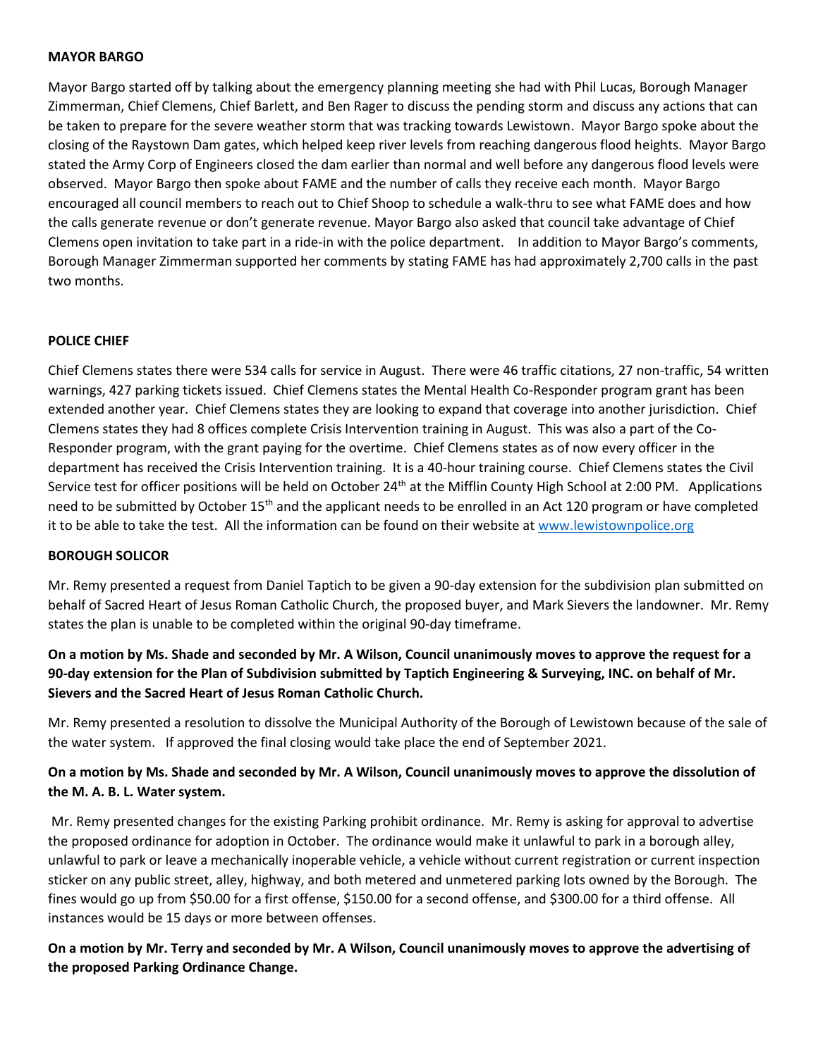**MAYOR BARGO**

Mayor Bargo started off by talking about the emergency planning meeting she had with Phil Lucas, Borough Manager Zimmerman, Chief Clemens, Chief Barlett, and Ben Rager to discuss the pending storm and discuss any actions that can be taken to prepare for the severe weather storm that was tracking towards Lewistown. Mayor Bargo spoke about the closing of the Raystown Dam gates, which helped keep river levels from reaching dangerous flood heights. Mayor Bargo stated the Army Corp of Engineers closed the dam earlier than normal and well before any dangerous flood levels were observed. Mayor Bargo then spoke about FAME and the number of calls they receive each month. Mayor Bargo encouraged all council members to reach out to Chief Shoop to schedule a walk-thru to see what FAME does and how the calls generate revenue or don't generate revenue. Mayor Bargo also asked that council take advantage of Chief Clemens open invitation to take part in a ride-in with the police department. In addition to Mayor Bargo's comments, Borough Manager Zimmerman supported her comments by stating FAME has had approximately 2,700 calls in the past two months.

**POLICE CHIEF**

Chief Clemens states there were 534 calls for service in August. There were 46 traffic citations, 27 non-traffic, 54 written warnings, 427 parking tickets issued. Chief Clemens states the Mental Health Co-Responder program grant has been extended another year. Chief Clemens states they are looking to expand that coverage into another jurisdiction. Chief Clemens states they had 8 offices complete Crisis Intervention training in August. This was also a part of the Co-Responder program, with the grant paying for the overtime. Chief Clemens states as of now every officer in the department has received the Crisis Intervention training. It is a 40-hour training course. Chief Clemens states the Civil Service test for officer positions will be held on October 24th at the Mifflin County High School at 2:00 PM. Applications need to be submitted by October 15th and the applicant needs to be enrolled in an Act 120 program or have completed it to be able to take the test. All the information can be found on their website at www.lewistownpolice.org

**BOROUGH SOLICOR**

Mr. Remy presented a request from Daniel Taptich to be given a 90-day extension for the subdivision plan submitted on behalf of Sacred Heart of Jesus Roman Catholic Church, the proposed buyer, and Mark Sievers the landowner. Mr. Remy states the plan is unable to be completed within the original 90-day timeframe.

**On a motion by Ms. Shade and seconded by Mr. A Wilson, Council unanimously moves to approve the request for a 90-day extension for the Plan of Subdivision submitted by Taptich Engineering & Surveying, INC. on behalf of Mr. Sievers and the Sacred Heart of Jesus Roman Catholic Church.**

Mr. Remy presented a resolution to dissolve the Municipal Authority of the Borough of Lewistown because of the sale of the water system. If approved the final closing would take place the end of September 2021.

**On a motion by Ms. Shade and seconded by Mr. A Wilson, Council unanimously moves to approve the dissolution of the M. A. B. L. Water system.**

Mr. Remy presented changes for the existing Parking prohibit ordinance. Mr. Remy is asking for approval to advertise the proposed ordinance for adoption in October. The ordinance would make it unlawful to park in a borough alley, unlawful to park or leave a mechanically inoperable vehicle, a vehicle without current registration or current inspection sticker on any public street, alley, highway, and both metered and unmetered parking lots owned by the Borough. The fines would go up from $50.00 for a first offense, $150.00 for a second offense, and $300.00 for a third offense. All instances would be 15 days or more between offenses.

**On a motion by Mr. Terry and seconded by Mr. A Wilson, Council unanimously moves to approve the advertising of the proposed Parking Ordinance Change.**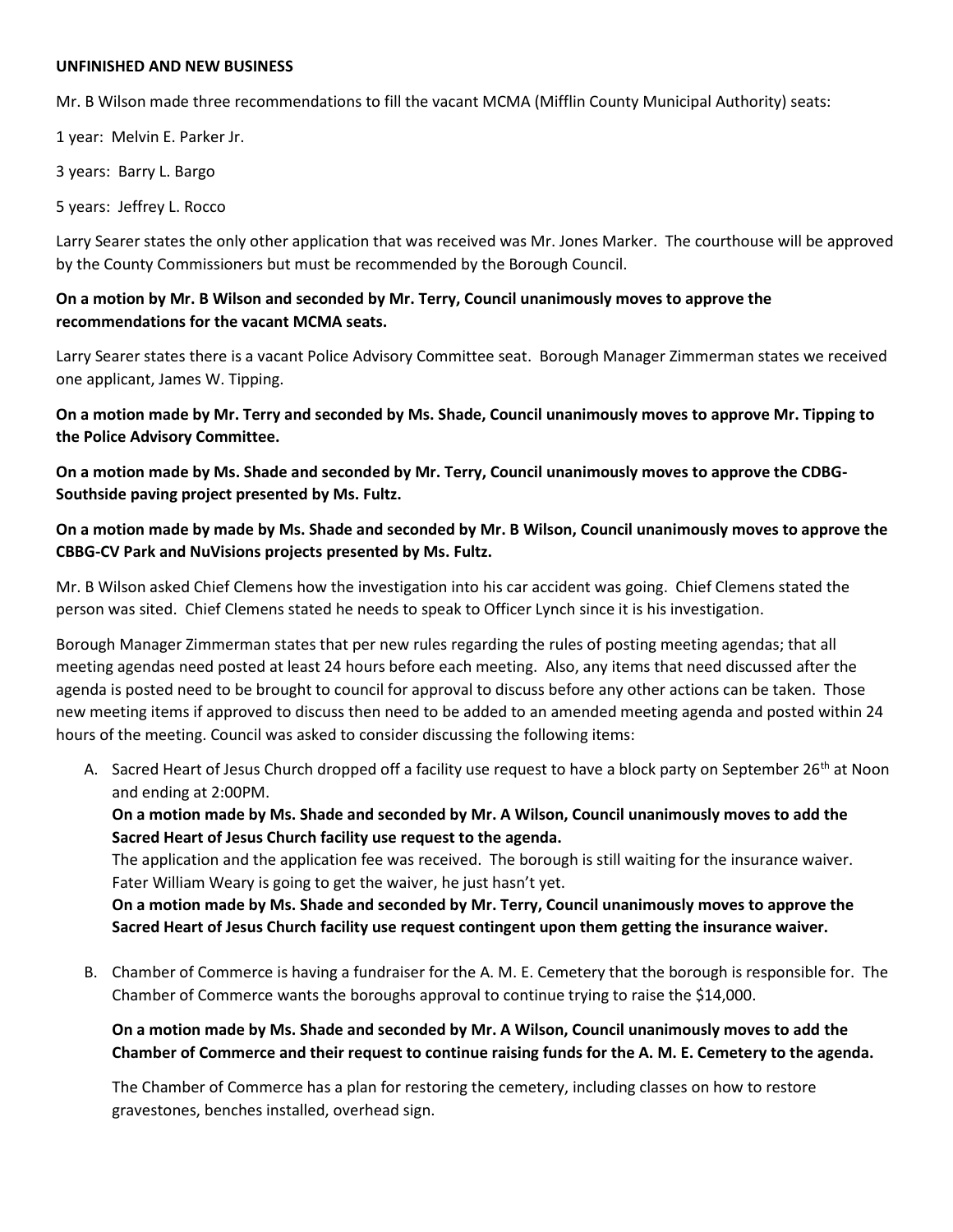**UNFINISHED AND NEW BUSINESS**

Mr. B Wilson made three recommendations to fill the vacant MCMA (Mifflin County Municipal Authority) seats:

1 year: Melvin E. Parker Jr.

3 years: Barry L. Bargo

5 years: Jeffrey L. Rocco

Larry Searer states the only other application that was received was Mr. Jones Marker. The courthouse will be approved by the County Commissioners but must be recommended by the Borough Council.

**On a motion by Mr. B Wilson and seconded by Mr. Terry, Council unanimously moves to approve the recommendations for the vacant MCMA seats.**

Larry Searer states there is a vacant Police Advisory Committee seat. Borough Manager Zimmerman states we received one applicant, James W. Tipping.

**On a motion made by Mr. Terry and seconded by Ms. Shade, Council unanimously moves to approve Mr. Tipping to the Police Advisory Committee.**

**On a motion made by Ms. Shade and seconded by Mr. Terry, Council unanimously moves to approve the CDBG-Southside paving project presented by Ms. Fultz.**

**On a motion made by made by Ms. Shade and seconded by Mr. B Wilson, Council unanimously moves to approve the CBBG-CV Park and NuVisions projects presented by Ms. Fultz.**

Mr. B Wilson asked Chief Clemens how the investigation into his car accident was going. Chief Clemens stated the person was sited. Chief Clemens stated he needs to speak to Officer Lynch since it is his investigation.

Borough Manager Zimmerman states that per new rules regarding the rules of posting meeting agendas; that all meeting agendas need posted at least 24 hours before each meeting. Also, any items that need discussed after the agenda is posted need to be brought to council for approval to discuss before any other actions can be taken. Those new meeting items if approved to discuss then need to be added to an amended meeting agenda and posted within 24 hours of the meeting. Council was asked to consider discussing the following items:

A. Sacred Heart of Jesus Church dropped off a facility use request to have a block party on September 26th at Noon and ending at 2:00PM.

   **On a motion made by Ms. Shade and seconded by Mr. A Wilson, Council unanimously moves to add the Sacred Heart of Jesus Church facility use request to the agenda.**

   The application and the application fee was received. The borough is still waiting for the insurance waiver. Fater William Weary is going to get the waiver, he just hasn't yet.

   **On a motion made by Ms. Shade and seconded by Mr. Terry, Council unanimously moves to approve the Sacred Heart of Jesus Church facility use request contingent upon them getting the insurance waiver.**

B. Chamber of Commerce is having a fundraiser for the A. M. E. Cemetery that the borough is responsible for. The Chamber of Commerce wants the boroughs approval to continue trying to raise the $14,000.

   **On a motion made by Ms. Shade and seconded by Mr. A Wilson, Council unanimously moves to add the Chamber of Commerce and their request to continue raising funds for the A. M. E. Cemetery to the agenda.**

   The Chamber of Commerce has a plan for restoring the cemetery, including classes on how to restore gravestones, benches installed, overhead sign.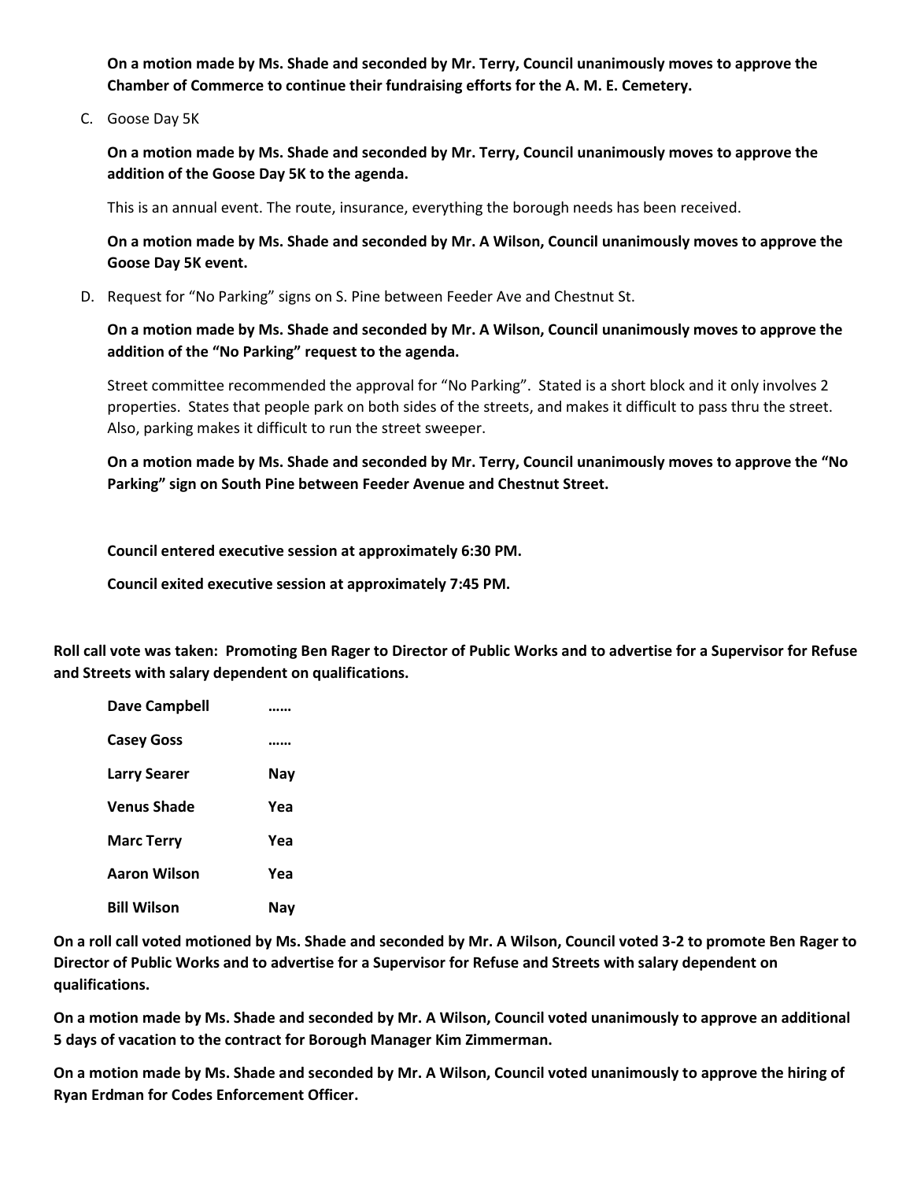**On a motion made by Ms. Shade and seconded by Mr. Terry, Council unanimously moves to approve the Chamber of Commerce to continue their fundraising efforts for the A. M. E. Cemetery.**

C. Goose Day 5K

**On a motion made by Ms. Shade and seconded by Mr. Terry, Council unanimously moves to approve the addition of the Goose Day 5K to the agenda.**

This is an annual event. The route, insurance, everything the borough needs has been received.

**On a motion made by Ms. Shade and seconded by Mr. A Wilson, Council unanimously moves to approve the Goose Day 5K event.**

D. Request for "No Parking" signs on S. Pine between Feeder Ave and Chestnut St.

**On a motion made by Ms. Shade and seconded by Mr. A Wilson, Council unanimously moves to approve the addition of the "No Parking" request to the agenda.**

Street committee recommended the approval for "No Parking". Stated is a short block and it only involves 2 properties. States that people park on both sides of the streets, and makes it difficult to pass thru the street. Also, parking makes it difficult to run the street sweeper.

**On a motion made by Ms. Shade and seconded by Mr. Terry, Council unanimously moves to approve the "No Parking" sign on South Pine between Feeder Avenue and Chestnut Street.**

**Council entered executive session at approximately 6:30 PM.**

**Council exited executive session at approximately 7:45 PM.**

**Roll call vote was taken: Promoting Ben Rager to Director of Public Works and to advertise for a Supervisor for Refuse and Streets with salary dependent on qualifications.**

| | |
|---|---|
| **Dave Campbell** | **……** |
| **Casey Goss** | **……** |
| **Larry Searer** | **Nay** |
| **Venus Shade** | **Yea** |
| **Marc Terry** | **Yea** |
| **Aaron Wilson** | **Yea** |
| **Bill Wilson** | **Nay** |

**On a roll call voted motioned by Ms. Shade and seconded by Mr. A Wilson, Council voted 3-2 to promote Ben Rager to Director of Public Works and to advertise for a Supervisor for Refuse and Streets with salary dependent on qualifications.**

**On a motion made by Ms. Shade and seconded by Mr. A Wilson, Council voted unanimously to approve an additional 5 days of vacation to the contract for Borough Manager Kim Zimmerman.**

**On a motion made by Ms. Shade and seconded by Mr. A Wilson, Council voted unanimously to approve the hiring of Ryan Erdman for Codes Enforcement Officer.**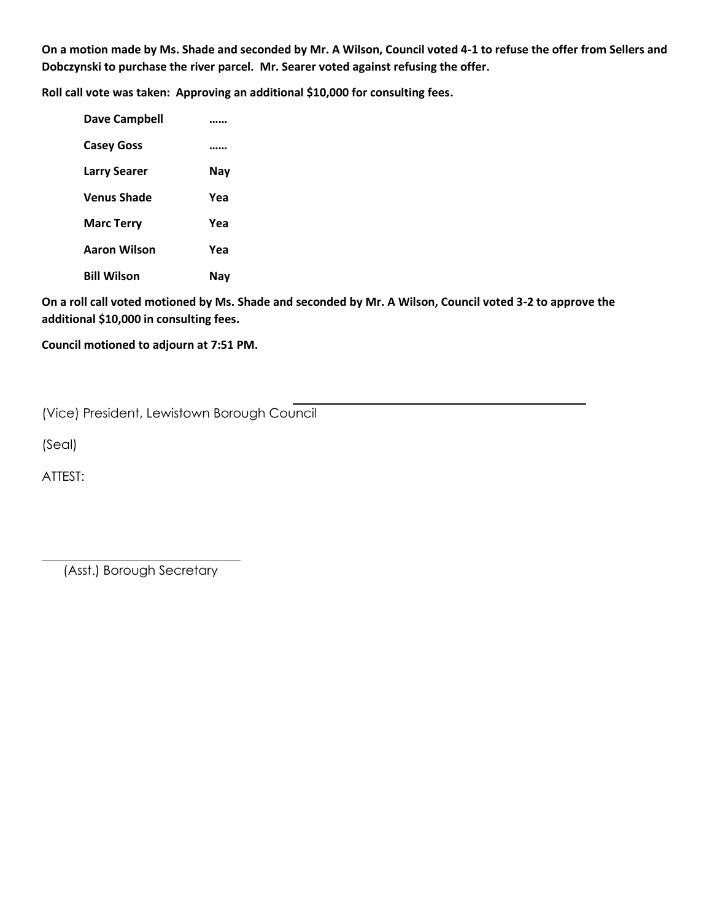**On a motion made by Ms. Shade and seconded by Mr. A Wilson, Council voted 4-1 to refuse the offer from Sellers and Dobczynski to purchase the river parcel. Mr. Searer voted against refusing the offer.**

**Roll call vote was taken: Approving an additional $10,000 for consulting fees.**

| | |
|---|---|
| **Dave Campbell** | **……** |
| **Casey Goss** | **……** |
| **Larry Searer** | **Nay** |
| **Venus Shade** | **Yea** |
| **Marc Terry** | **Yea** |
| **Aaron Wilson** | **Yea** |
| **Bill Wilson** | **Nay** |

**On a roll call voted motioned by Ms. Shade and seconded by Mr. A Wilson, Council voted 3-2 to approve the additional $10,000 in consulting fees.**

**Council motioned to adjourn at 7:51 PM.**

(Vice) President, Lewistown Borough Council

(Seal)

ATTEST:

(Asst.) Borough Secretary